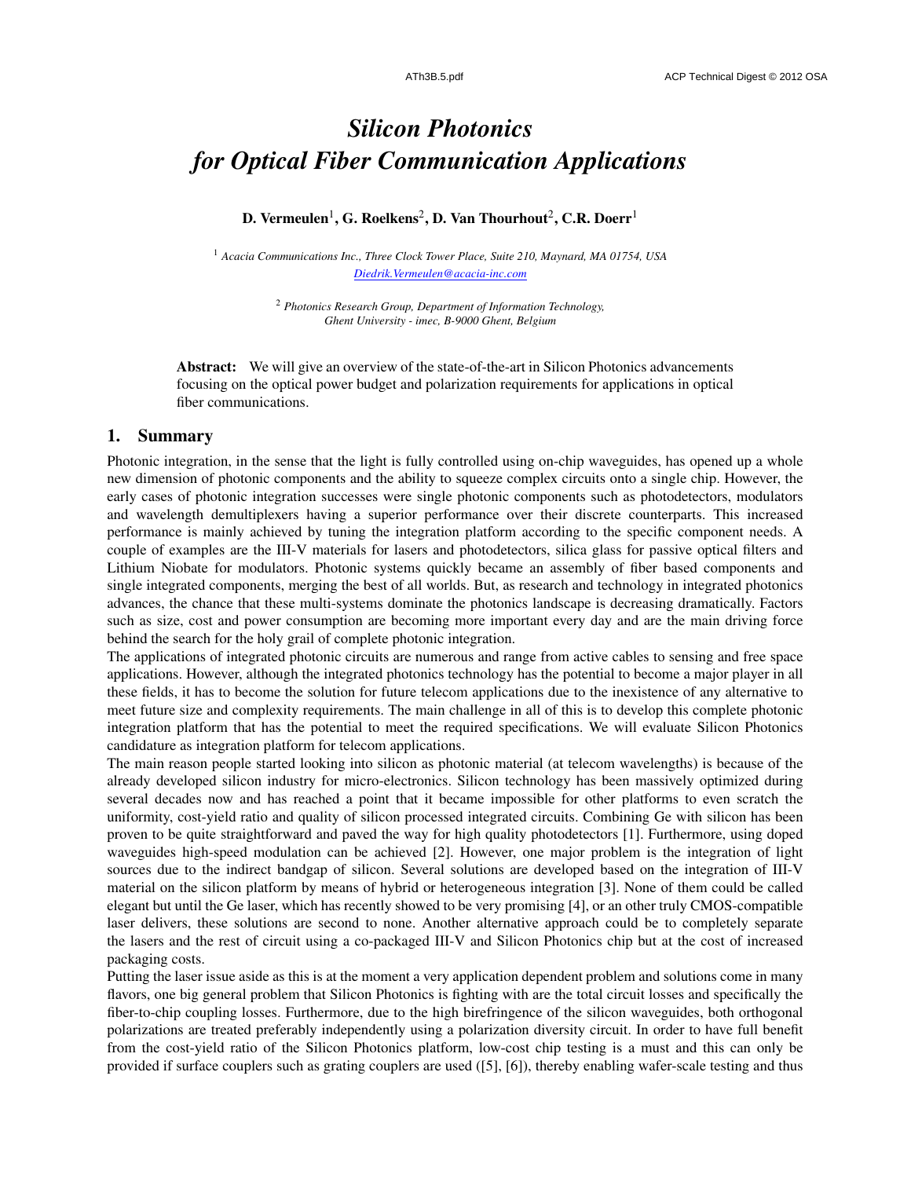# *Silicon Photonics for Optical Fiber Communication Applications*

**D. Vermeulen[1], G. Roelkens[2], D. Van Thourhout[2], C.R. Doerr[1]**

[1] *Acacia Communications Inc., Three Clock Tower Place, Suite 210, Maynard, MA 01754, USA*
*Diedrik.Vermeulen@acacia-inc.com*

[2] *Photonics Research Group, Department of Information Technology, Ghent University - imec, B-9000 Ghent, Belgium*

**Abstract:** We will give an overview of the state-of-the-art in Silicon Photonics advancements focusing on the optical power budget and polarization requirements for applications in optical fiber communications.

## 1. Summary

Photonic integration, in the sense that the light is fully controlled using on-chip waveguides, has opened up a whole new dimension of photonic components and the ability to squeeze complex circuits onto a single chip. However, the early cases of photonic integration successes were single photonic components such as photodetectors, modulators and wavelength demultiplexers having a superior performance over their discrete counterparts. This increased performance is mainly achieved by tuning the integration platform according to the specific component needs. A couple of examples are the III-V materials for lasers and photodetectors, silica glass for passive optical filters and Lithium Niobate for modulators. Photonic systems quickly became an assembly of fiber based components and single integrated components, merging the best of all worlds. But, as research and technology in integrated photonics advances, the chance that these multi-systems dominate the photonics landscape is decreasing dramatically. Factors such as size, cost and power consumption are becoming more important every day and are the main driving force behind the search for the holy grail of complete photonic integration.

The applications of integrated photonic circuits are numerous and range from active cables to sensing and free space applications. However, although the integrated photonics technology has the potential to become a major player in all these fields, it has to become the solution for future telecom applications due to the inexistence of any alternative to meet future size and complexity requirements. The main challenge in all of this is to develop this complete photonic integration platform that has the potential to meet the required specifications. We will evaluate Silicon Photonics candidature as integration platform for telecom applications.

The main reason people started looking into silicon as photonic material (at telecom wavelengths) is because of the already developed silicon industry for micro-electronics. Silicon technology has been massively optimized during several decades now and has reached a point that it became impossible for other platforms to even scratch the uniformity, cost-yield ratio and quality of silicon processed integrated circuits. Combining Ge with silicon has been proven to be quite straightforward and paved the way for high quality photodetectors [1]. Furthermore, using doped waveguides high-speed modulation can be achieved [2]. However, one major problem is the integration of light sources due to the indirect bandgap of silicon. Several solutions are developed based on the integration of III-V material on the silicon platform by means of hybrid or heterogeneous integration [3]. None of them could be called elegant but until the Ge laser, which has recently showed to be very promising [4], or an other truly CMOS-compatible laser delivers, these solutions are second to none. Another alternative approach could be to completely separate the lasers and the rest of circuit using a co-packaged III-V and Silicon Photonics chip but at the cost of increased packaging costs.

Putting the laser issue aside as this is at the moment a very application dependent problem and solutions come in many flavors, one big general problem that Silicon Photonics is fighting with are the total circuit losses and specifically the fiber-to-chip coupling losses. Furthermore, due to the high birefringence of the silicon waveguides, both orthogonal polarizations are treated preferably independently using a polarization diversity circuit. In order to have full benefit from the cost-yield ratio of the Silicon Photonics platform, low-cost chip testing is a must and this can only be provided if surface couplers such as grating couplers are used ([5], [6]), thereby enabling wafer-scale testing and thus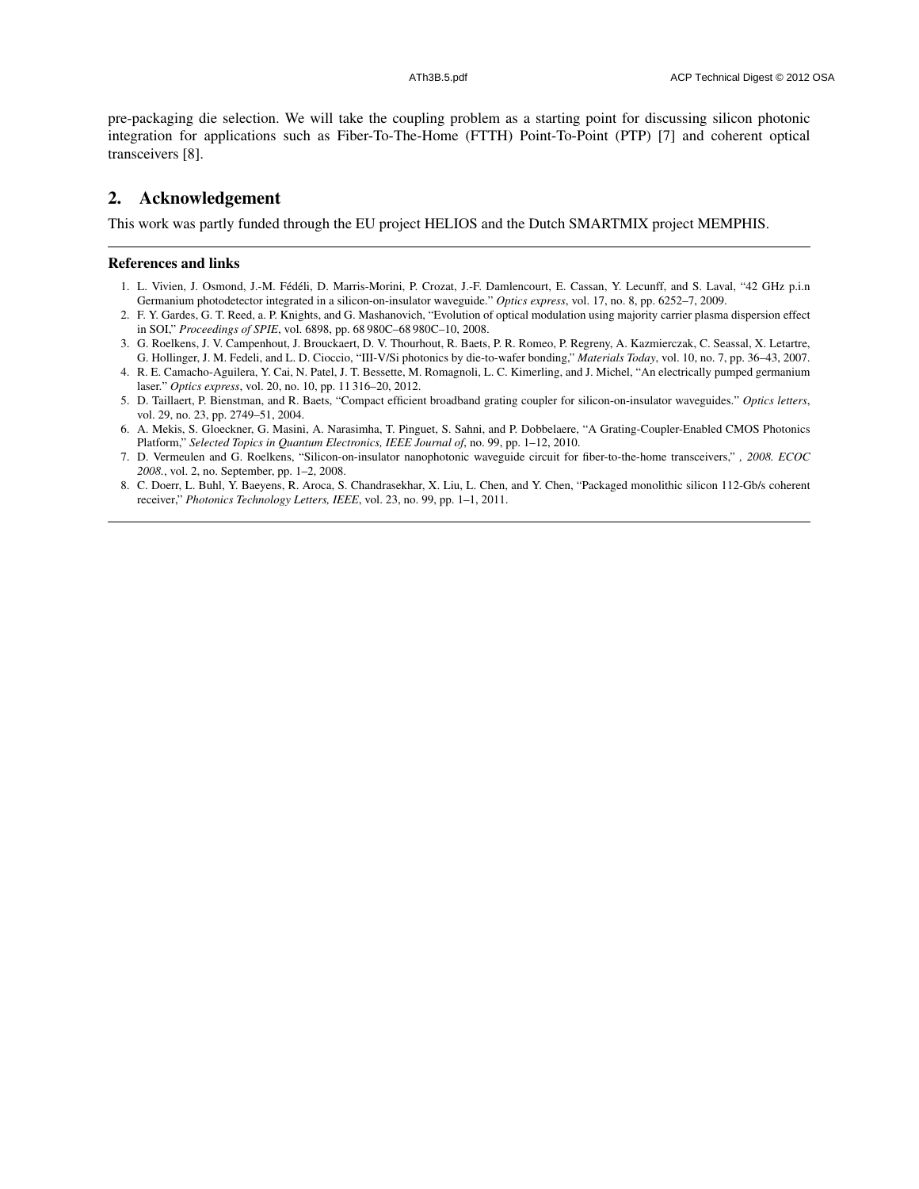pre-packaging die selection. We will take the coupling problem as a starting point for discussing silicon photonic integration for applications such as Fiber-To-The-Home (FTTH) Point-To-Point (PTP) [7] and coherent optical transceivers [8].

## 2. Acknowledgement

This work was partly funded through the EU project HELIOS and the Dutch SMARTMIX project MEMPHIS.

### References and links

1. L. Vivien, J. Osmond, J.-M. Fédéli, D. Marris-Morini, P. Crozat, J.-F. Damlencourt, E. Cassan, Y. Lecunff, and S. Laval, "42 GHz p.i.n Germanium photodetector integrated in a silicon-on-insulator waveguide." *Optics express*, vol. 17, no. 8, pp. 6252–7, 2009.
2. F. Y. Gardes, G. T. Reed, a. P. Knights, and G. Mashanovich, "Evolution of optical modulation using majority carrier plasma dispersion effect in SOI," *Proceedings of SPIE*, vol. 6898, pp. 68 980C–68 980C–10, 2008.
3. G. Roelkens, J. V. Campenhout, J. Brouckaert, D. V. Thourhout, R. Baets, P. R. Romeo, P. Regreny, A. Kazmierczak, C. Seassal, X. Letartre, G. Hollinger, J. M. Fedeli, and L. D. Cioccio, "III-V/Si photonics by die-to-wafer bonding," *Materials Today*, vol. 10, no. 7, pp. 36–43, 2007.
4. R. E. Camacho-Aguilera, Y. Cai, N. Patel, J. T. Bessette, M. Romagnoli, L. C. Kimerling, and J. Michel, "An electrically pumped germanium laser." *Optics express*, vol. 20, no. 10, pp. 11 316–20, 2012.
5. D. Taillaert, P. Bienstman, and R. Baets, "Compact efficient broadband grating coupler for silicon-on-insulator waveguides." *Optics letters*, vol. 29, no. 23, pp. 2749–51, 2004.
6. A. Mekis, S. Gloeckner, G. Masini, A. Narasimha, T. Pinguet, S. Sahni, and P. Dobbelaere, "A Grating-Coupler-Enabled CMOS Photonics Platform," *Selected Topics in Quantum Electronics, IEEE Journal of*, no. 99, pp. 1–12, 2010.
7. D. Vermeulen and G. Roelkens, "Silicon-on-insulator nanophotonic waveguide circuit for fiber-to-the-home transceivers," *, 2008. ECOC 2008.*, vol. 2, no. September, pp. 1–2, 2008.
8. C. Doerr, L. Buhl, Y. Baeyens, R. Aroca, S. Chandrasekhar, X. Liu, L. Chen, and Y. Chen, "Packaged monolithic silicon 112-Gb/s coherent receiver," *Photonics Technology Letters, IEEE*, vol. 23, no. 99, pp. 1–1, 2011.